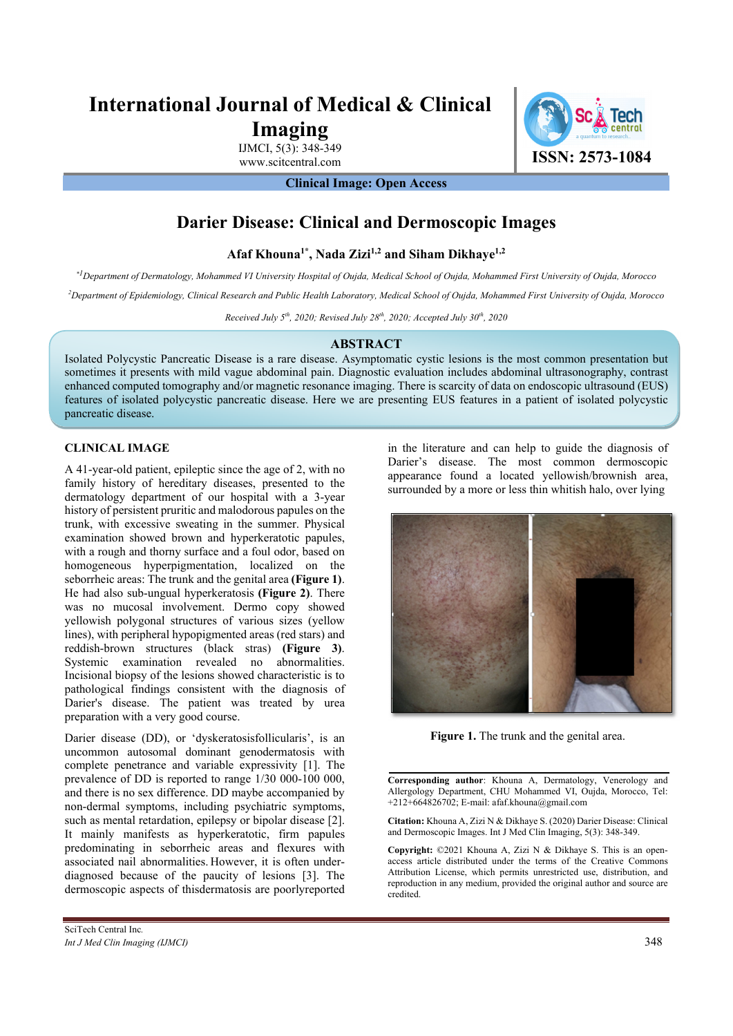# International Journal of Medical & Clinical Imaging

IJMCI, 5(3): 348-349
www.scitcentral.com

ISSN: 2573-1084

**Clinical Image: Open Access**

## Darier Disease: Clinical and Dermoscopic Images

**Afaf Khouna[1*], Nada Zizi[1,2] and Siham Dikhaye[1,2]**

*[*1]Department of Dermatology, Mohammed VI University Hospital of Oujda, Medical School of Oujda, Mohammed First University of Oujda, Morocco*

*[2]Department of Epidemiology, Clinical Research and Public Health Laboratory, Medical School of Oujda, Mohammed First University of Oujda, Morocco*

*Received July 5th, 2020; Revised July 28th, 2020; Accepted July 30th, 2020*

### ABSTRACT

Isolated Polycystic Pancreatic Disease is a rare disease. Asymptomatic cystic lesions is the most common presentation but sometimes it presents with mild vague abdominal pain. Diagnostic evaluation includes abdominal ultrasonography, contrast enhanced computed tomography and/or magnetic resonance imaging. There is scarcity of data on endoscopic ultrasound (EUS) features of isolated polycystic pancreatic disease. Here we are presenting EUS features in a patient of isolated polycystic pancreatic disease.

### CLINICAL IMAGE

A 41-year-old patient, epileptic since the age of 2, with no family history of hereditary diseases, presented to the dermatology department of our hospital with a 3-year history of persistent pruritic and malodorous papules on the trunk, with excessive sweating in the summer. Physical examination showed brown and hyperkeratotic papules, with a rough and thorny surface and a foul odor, based on homogeneous hyperpigmentation, localized on the seborrheic areas: The trunk and the genital area **(Figure 1)**. He had also sub-ungual hyperkeratosis **(Figure 2)**. There was no mucosal involvement. Dermo copy showed yellowish polygonal structures of various sizes (yellow lines), with peripheral hypopigmented areas (red stars) and reddish-brown structures (black stras) **(Figure 3)**. Systemic examination revealed no abnormalities. Incisional biopsy of the lesions showed characteristic is to pathological findings consistent with the diagnosis of Darier's disease. The patient was treated by urea preparation with a very good course.

Darier disease (DD), or 'dyskeratosisfollicularis', is an uncommon autosomal dominant genodermatosis with complete penetrance and variable expressivity [1]. The prevalence of DD is reported to range 1/30 000-100 000, and there is no sex difference. DD maybe accompanied by non-dermal symptoms, including psychiatric symptoms, such as mental retardation, epilepsy or bipolar disease [2]. It mainly manifests as hyperkeratotic, firm papules predominating in seborrheic areas and flexures with associated nail abnormalities. However, it is often under-diagnosed because of the paucity of lesions [3]. The dermoscopic aspects of thisdermatosis are poorlyreported in the literature and can help to guide the diagnosis of Darier's disease. The most common dermoscopic appearance found a located yellowish/brownish area, surrounded by a more or less thin whitish halo, over lying

**Figure 1.** The trunk and the genital area.

**Corresponding author**: Khouna A, Dermatology, Venerology and Allergology Department, CHU Mohammed VI, Oujda, Morocco, Tel: +212+664826702; E-mail: afaf.khouna@gmail.com

**Citation:** Khouna A, Zizi N & Dikhaye S. (2020) Darier Disease: Clinical and Dermoscopic Images. Int J Med Clin Imaging, 5(3): 348-349.

**Copyright:** ©2021 Khouna A, Zizi N & Dikhaye S. This is an open-access article distributed under the terms of the Creative Commons Attribution License, which permits unrestricted use, distribution, and reproduction in any medium, provided the original author and source are credited.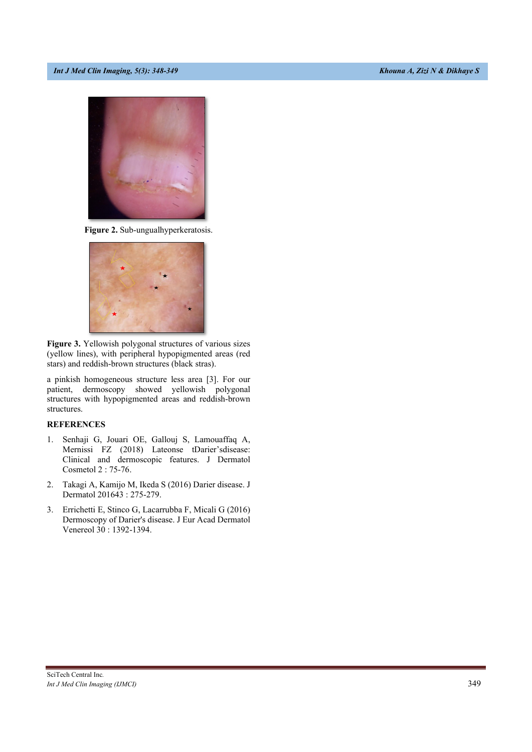**Figure 2.** Sub-ungualhyperkeratosis.

**Figure 3.** Yellowish polygonal structures of various sizes (yellow lines), with peripheral hypopigmented areas (red stars) and reddish-brown structures (black stras).

a pinkish homogeneous structure less area [3]. For our patient, dermoscopy showed yellowish polygonal structures with hypopigmented areas and reddish-brown structures.

## REFERENCES

1. Senhaji G, Jouari OE, Gallouj S, Lamouaffaq A, Mernissi FZ (2018) Lateonse tDarier'sdisease: Clinical and dermoscopic features. J Dermatol Cosmetol 2 : 75-76.
2. Takagi A, Kamijo M, Ikeda S (2016) Darier disease. J Dermatol 201643 : 275-279.
3. Errichetti E, Stinco G, Lacarrubba F, Micali G (2016) Dermoscopy of Darier's disease. J Eur Acad Dermatol Venereol 30 : 1392-1394.